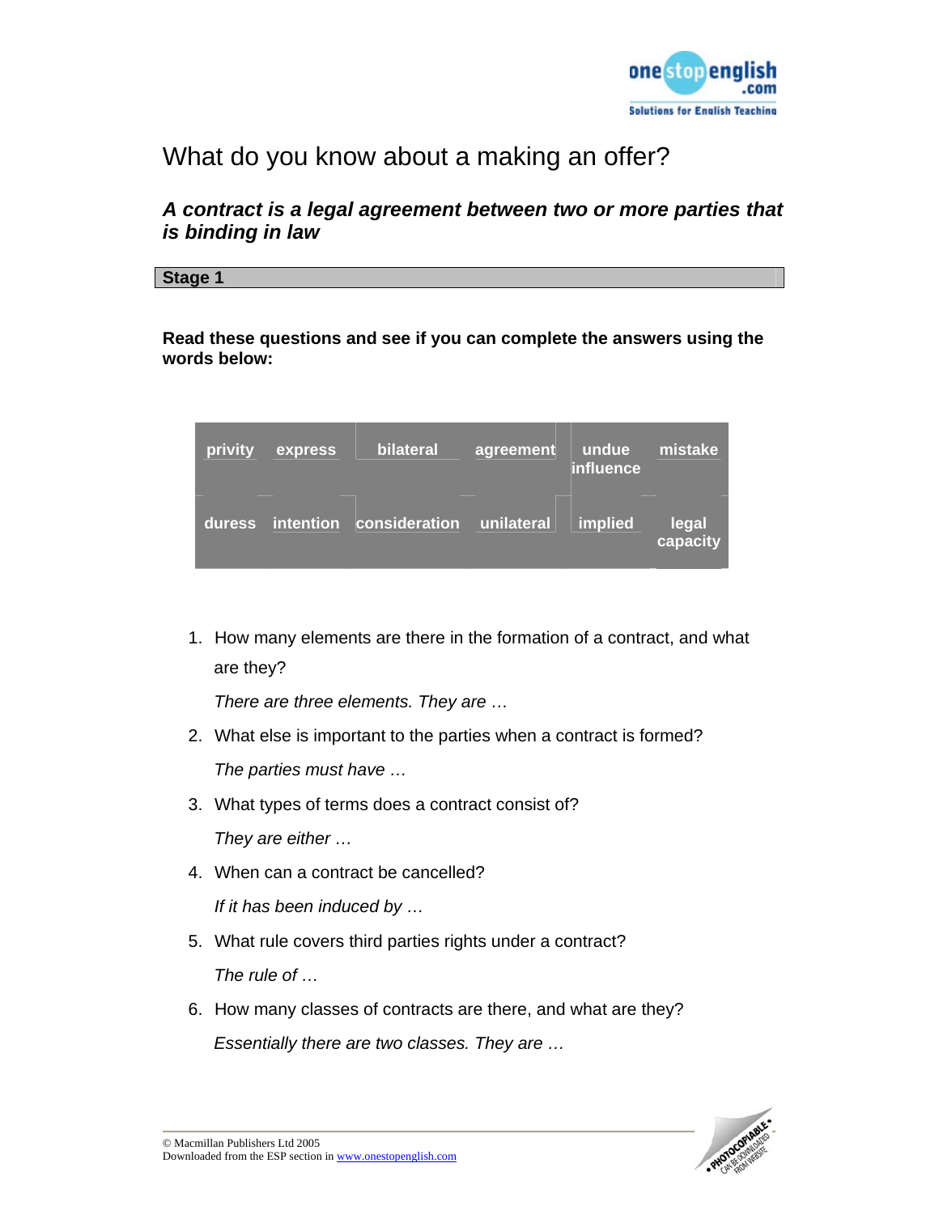# What do you know about a making an offer?

## *A contract is a legal agreement between two or more parties that is binding in law*

### Stage 1

**Read these questions and see if you can complete the answers using the words below:**

| privity | express | bilateral | agreement | undue influence | mistake |
|---|---|---|---|---|---|
| duress | intention | consideration | unilateral | implied | legal capacity |

1. How many elements are there in the formation of a contract, and what are they?

   *There are three elements. They are …*

2. What else is important to the parties when a contract is formed?

   *The parties must have …*

3. What types of terms does a contract consist of?

   *They are either …*

4. When can a contract be cancelled?

   *If it has been induced by …*

5. What rule covers third parties rights under a contract?

   *The rule of …*

6. How many classes of contracts are there, and what are they?

   *Essentially there are two classes. They are …*

© Macmillan Publishers Ltd 2005
Downloaded from the ESP section in www.onestopenglish.com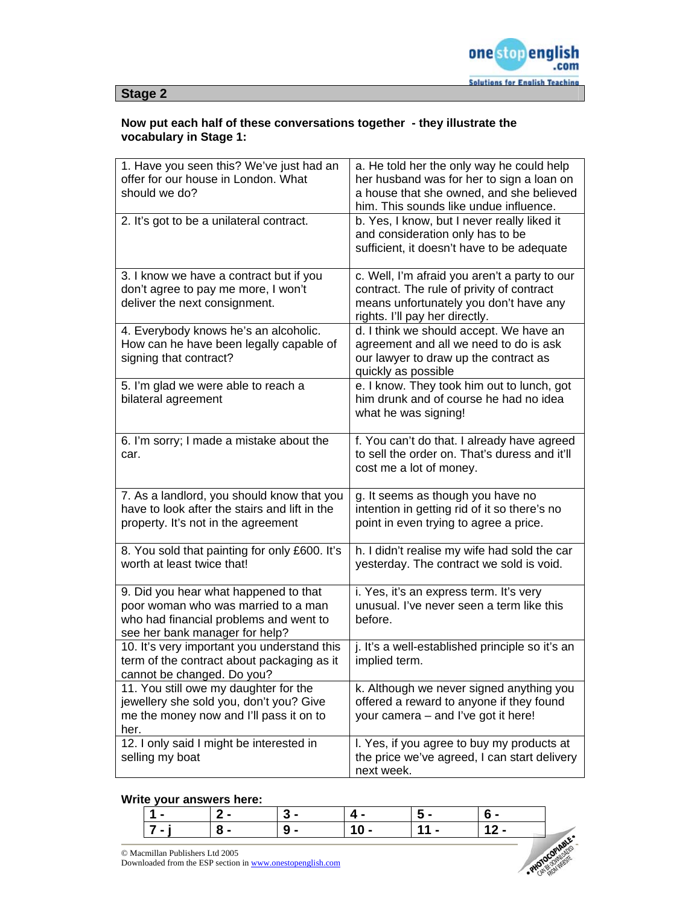## Stage 2

**Now put each half of these conversations together - they illustrate the vocabulary in Stage 1:**

| | |
|---|---|
| 1. Have you seen this? We've just had an offer for our house in London. What should we do? | a. He told her the only way he could help her husband was for her to sign a loan on a house that she owned, and she believed him. This sounds like undue influence. |
| 2. It's got to be a unilateral contract. | b. Yes, I know, but I never really liked it and consideration only has to be sufficient, it doesn't have to be adequate |
| 3. I know we have a contract but if you don't agree to pay me more, I won't deliver the next consignment. | c. Well, I'm afraid you aren't a party to our contract. The rule of privity of contract means unfortunately you don't have any rights. I'll pay her directly. |
| 4. Everybody knows he's an alcoholic. How can he have been legally capable of signing that contract? | d. I think we should accept. We have an agreement and all we need to do is ask our lawyer to draw up the contract as quickly as possible |
| 5. I'm glad we were able to reach a bilateral agreement | e. I know. They took him out to lunch, got him drunk and of course he had no idea what he was signing! |
| 6. I'm sorry; I made a mistake about the car. | f. You can't do that. I already have agreed to sell the order on. That's duress and it'll cost me a lot of money. |
| 7. As a landlord, you should know that you have to look after the stairs and lift in the property. It's not in the agreement | g. It seems as though you have no intention in getting rid of it so there's no point in even trying to agree a price. |
| 8. You sold that painting for only £600. It's worth at least twice that! | h. I didn't realise my wife had sold the car yesterday. The contract we sold is void. |
| 9. Did you hear what happened to that poor woman who was married to a man who had financial problems and went to see her bank manager for help? | i. Yes, it's an express term. It's very unusual. I've never seen a term like this before. |
| 10. It's very important you understand this term of the contract about packaging as it cannot be changed. Do you? | j. It's a well-established principle so it's an implied term. |
| 11. You still owe my daughter for the jewellery she sold you, don't you? Give me the money now and I'll pass it on to her. | k. Although we never signed anything you offered a reward to anyone if they found your camera – and I've got it here! |
| 12. I only said I might be interested in selling my boat | l. Yes, if you agree to buy my products at the price we've agreed, I can start delivery next week. |

**Write your answers here:**

| | | | | | |
|---|---|---|---|---|---|
| 1 - | 2 - | 3 - | 4 - | 5 - | 6 - |
| 7 - j | 8 - | 9 - | 10 - | 11 - | 12 - |

© Macmillan Publishers Ltd 2005
Downloaded from the ESP section in www.onestopenglish.com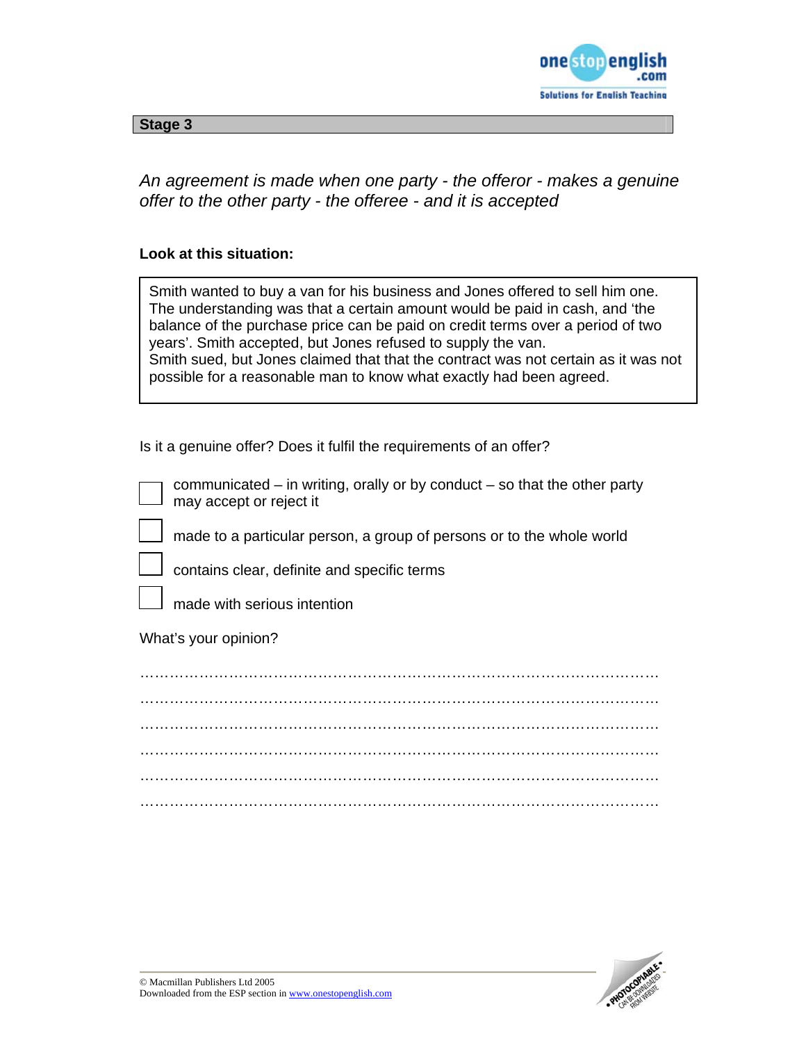## Stage 3

*An agreement is made when one party - the offeror - makes a genuine offer to the other party - the offeree - and it is accepted*

**Look at this situation:**

> Smith wanted to buy a van for his business and Jones offered to sell him one. The understanding was that a certain amount would be paid in cash, and 'the balance of the purchase price can be paid on credit terms over a period of two years'. Smith accepted, but Jones refused to supply the van.
> Smith sued, but Jones claimed that that the contract was not certain as it was not possible for a reasonable man to know what exactly had been agreed.

Is it a genuine offer? Does it fulfil the requirements of an offer?

- [ ] communicated – in writing, orally or by conduct – so that the other party may accept or reject it
- [ ] made to a particular person, a group of persons or to the whole world
- [ ] contains clear, definite and specific terms
- [ ] made with serious intention

What's your opinion?

…………………………………………………………………………………………

…………………………………………………………………………………………

…………………………………………………………………………………………

…………………………………………………………………………………………

…………………………………………………………………………………………

…………………………………………………………………………………………

© Macmillan Publishers Ltd 2005
Downloaded from the ESP section in www.onestopenglish.com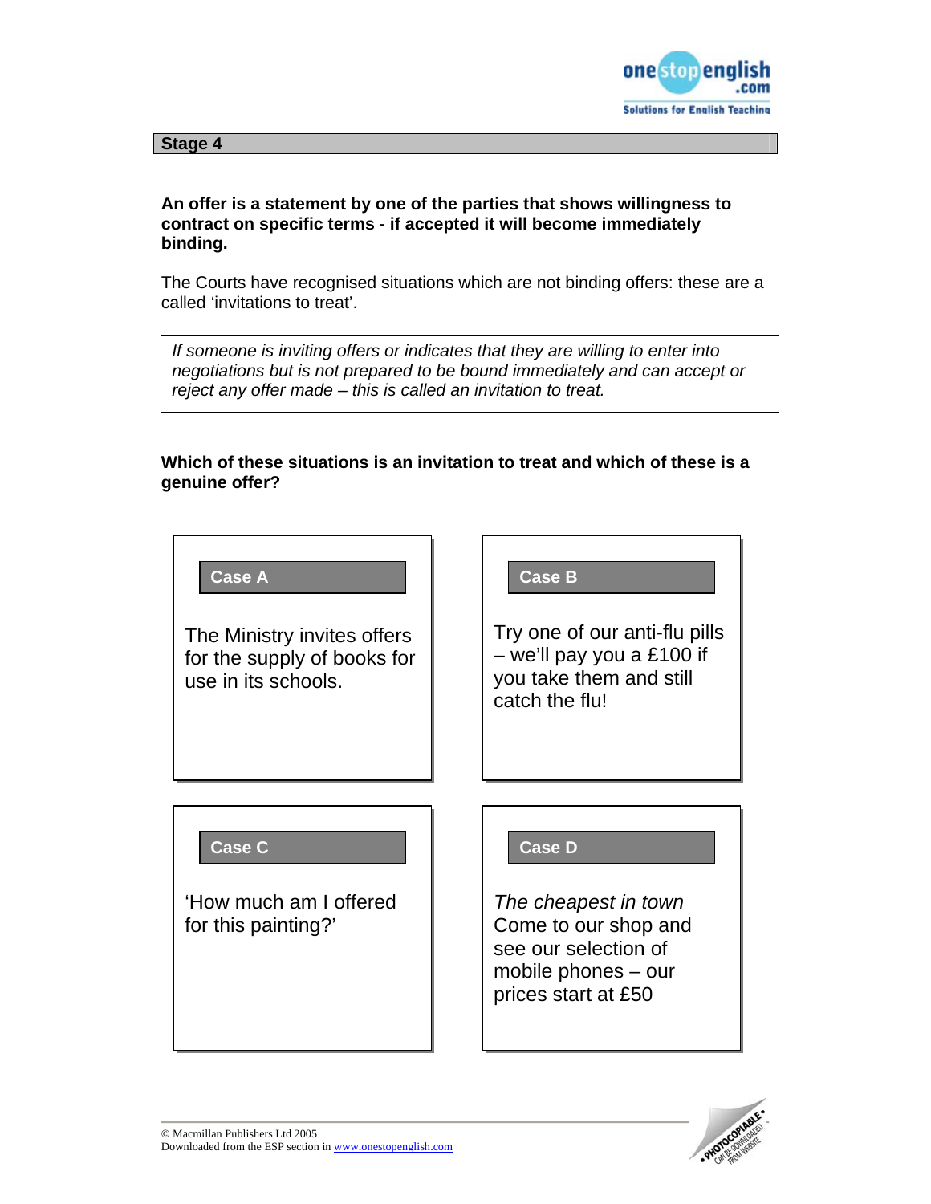## Stage 4

**An offer is a statement by one of the parties that shows willingness to contract on specific terms - if accepted it will become immediately binding.**

The Courts have recognised situations which are not binding offers: these are a called 'invitations to treat'.

*If someone is inviting offers or indicates that they are willing to enter into negotiations but is not prepared to be bound immediately and can accept or reject any offer made – this is called an invitation to treat.*

**Which of these situations is an invitation to treat and which of these is a genuine offer?**

**Case A**

The Ministry invites offers for the supply of books for use in its schools.

**Case B**

Try one of our anti-flu pills – we'll pay you a £100 if you take them and still catch the flu!

**Case C**

'How much am I offered for this painting?'

**Case D**

*The cheapest in town*
Come to our shop and see our selection of mobile phones – our prices start at £50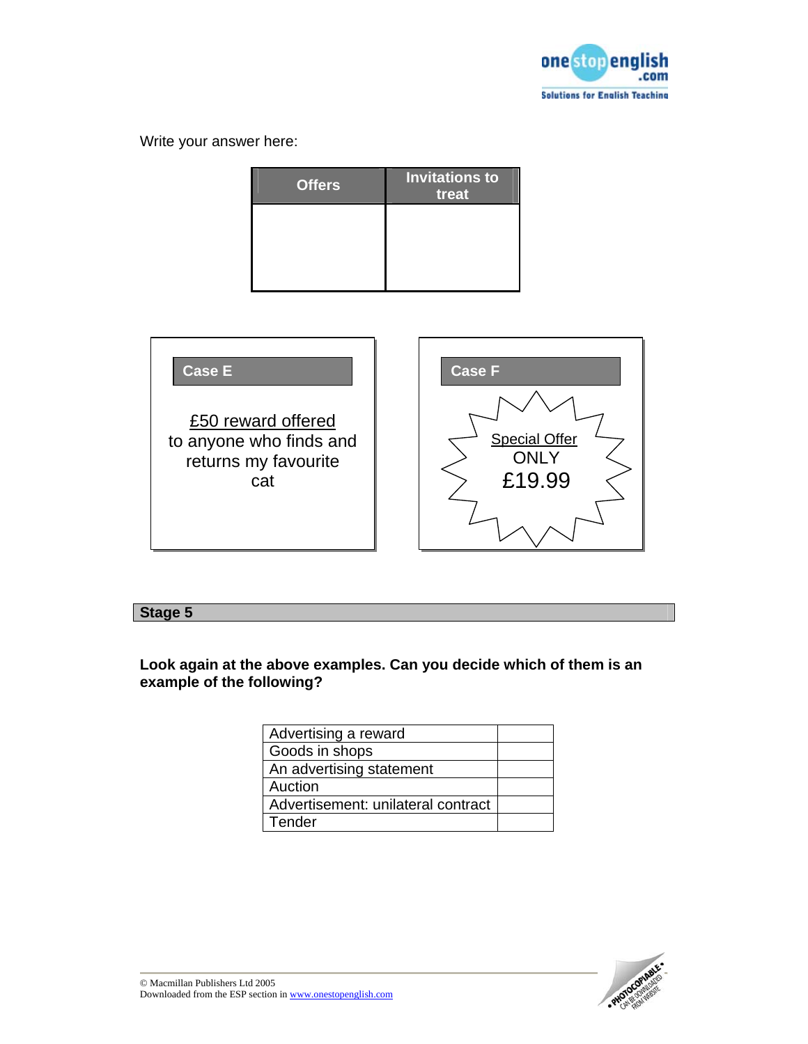Write your answer here:

| Offers | Invitations to treat |
|---|---|
| | |

**Case E**

£50 reward offered
to anyone who finds and returns my favourite cat

**Case F**

Special Offer
ONLY
£19.99

## Stage 5

**Look again at the above examples. Can you decide which of them is an example of the following?**

| | |
|---|---|
| Advertising a reward | |
| Goods in shops | |
| An advertising statement | |
| Auction | |
| Advertisement: unilateral contract | |
| Tender | |

© Macmillan Publishers Ltd 2005
Downloaded from the ESP section in www.onestopenglish.com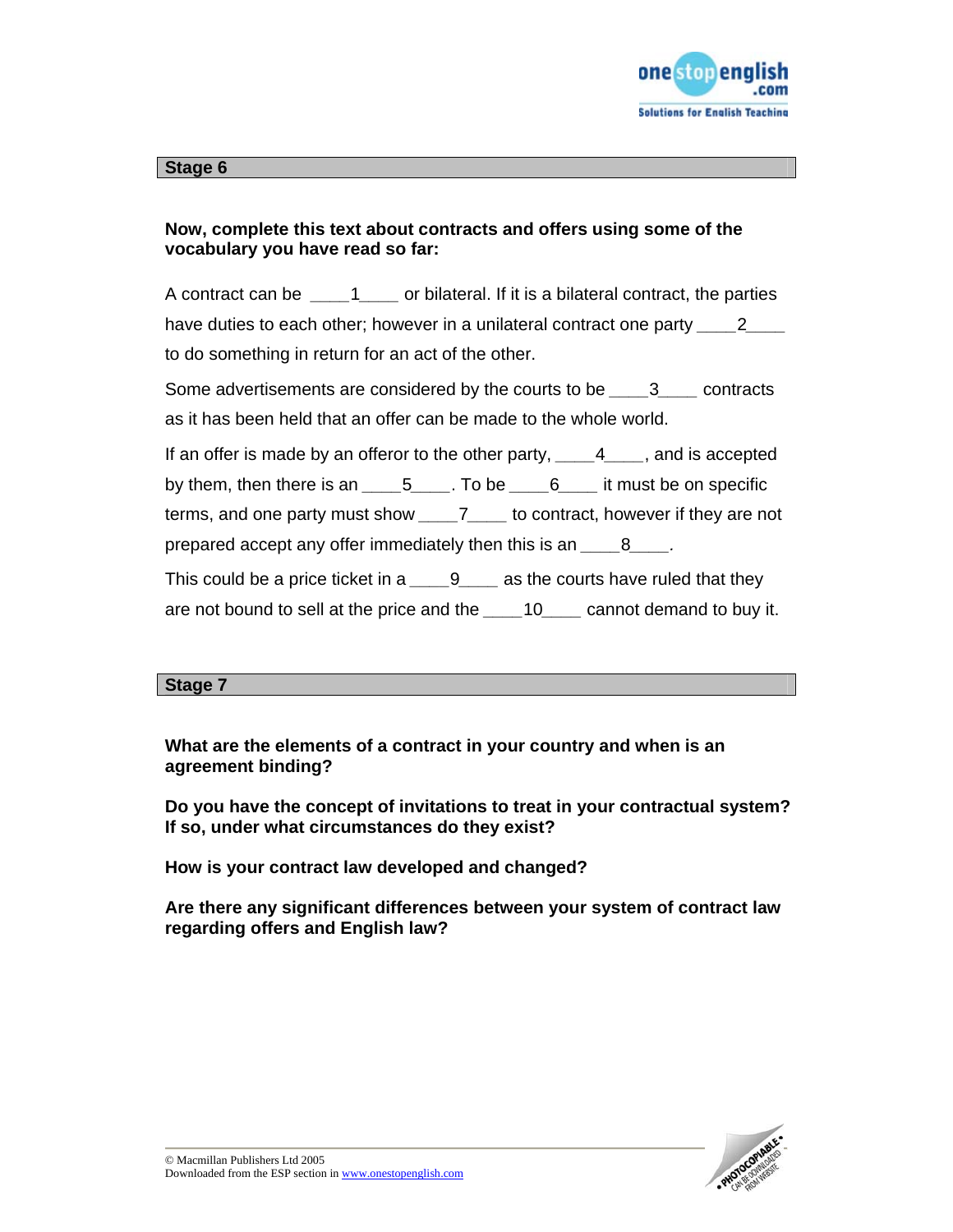## Stage 6

**Now, complete this text about contracts and offers using some of the vocabulary you have read so far:**

A contract can be ____1____ or bilateral. If it is a bilateral contract, the parties have duties to each other; however in a unilateral contract one party ____2____ to do something in return for an act of the other.

Some advertisements are considered by the courts to be ____3____ contracts as it has been held that an offer can be made to the whole world.

If an offer is made by an offeror to the other party, ____4____, and is accepted by them, then there is an ____5____. To be ____6____ it must be on specific terms, and one party must show ____7____ to contract, however if they are not prepared accept any offer immediately then this is an ____8____.

This could be a price ticket in a ____9____ as the courts have ruled that they are not bound to sell at the price and the ____10____ cannot demand to buy it.

## Stage 7

**What are the elements of a contract in your country and when is an agreement binding?**

**Do you have the concept of invitations to treat in your contractual system? If so, under what circumstances do they exist?**

**How is your contract law developed and changed?**

**Are there any significant differences between your system of contract law regarding offers and English law?**

© Macmillan Publishers Ltd 2005
Downloaded from the ESP section in www.onestopenglish.com